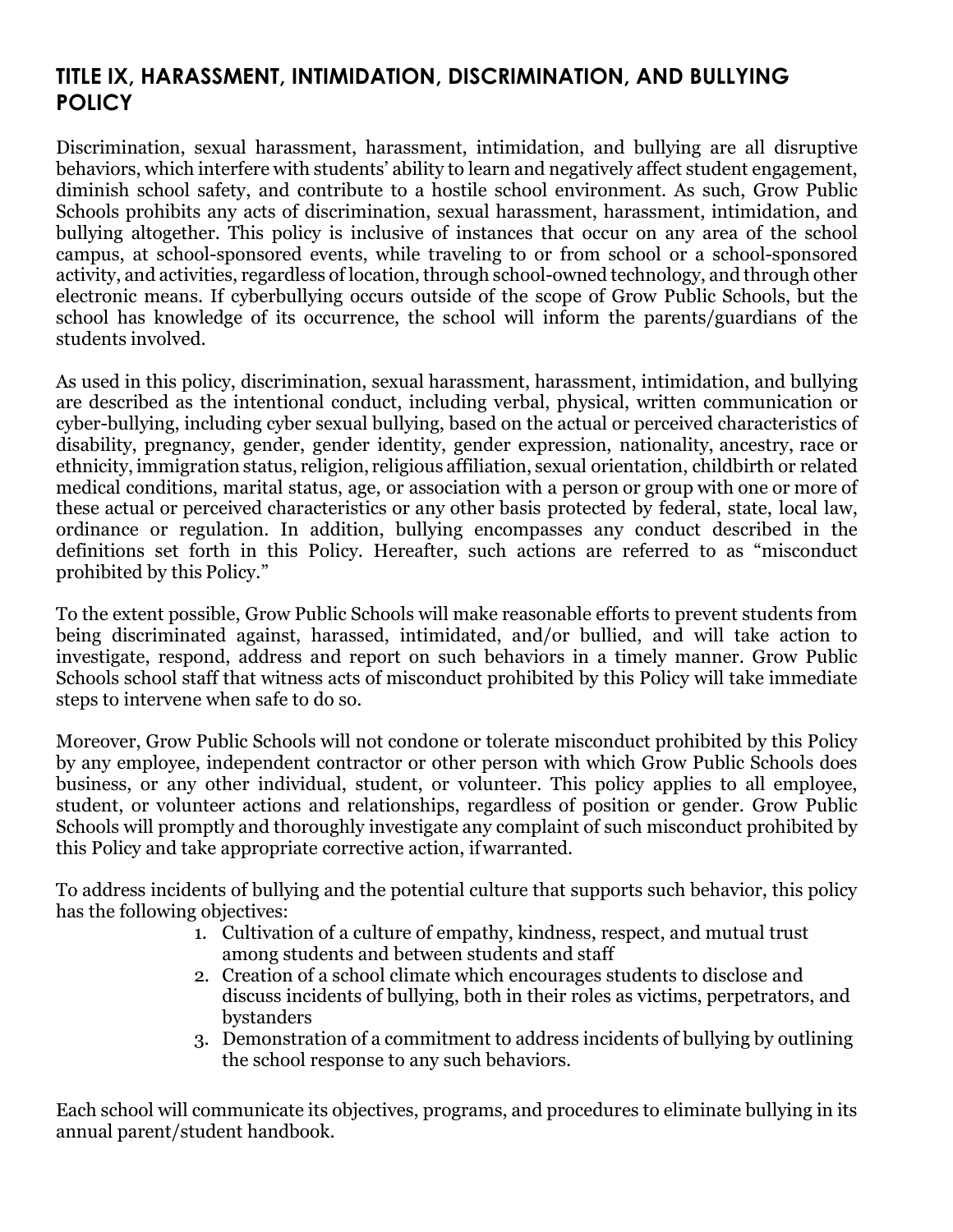## TITLE IX, HARASSMENT, INTIMIDATION, DISCRIMINATION, AND BULLYING POLICY

Discrimination, sexual harassment, harassment, intimidation, and bullying are all disruptive behaviors, which interfere with students' ability to learn and negatively affect student engagement, diminish school safety, and contribute to a hostile school environment. As such, Grow Public Schools prohibits any acts of discrimination, sexual harassment, harassment, intimidation, and bullying altogether. This policy is inclusive of instances that occur on any area of the school campus, at school-sponsored events, while traveling to or from school or a school-sponsored activity, and activities, regardless of location, through school-owned technology, and through other electronic means. If cyberbullying occurs outside of the scope of Grow Public Schools, but the school has knowledge of its occurrence, the school will inform the parents/guardians of the students involved.

As used in this policy, discrimination, sexual harassment, harassment, intimidation, and bullying are described as the intentional conduct, including verbal, physical, written communication or cyber-bullying, including cyber sexual bullying, based on the actual or perceived characteristics of disability, pregnancy, gender, gender identity, gender expression, nationality, ancestry, race or ethnicity, immigration status, religion, religious affiliation, sexual orientation, childbirth or related medical conditions, marital status, age, or association with a person or group with one or more of these actual or perceived characteristics or any other basis protected by federal, state, local law, ordinance or regulation. In addition, bullying encompasses any conduct described in the definitions set forth in this Policy. Hereafter, such actions are referred to as "misconduct prohibited by this Policy."

To the extent possible, Grow Public Schools will make reasonable efforts to prevent students from being discriminated against, harassed, intimidated, and/or bullied, and will take action to investigate, respond, address and report on such behaviors in a timely manner. Grow Public Schools school staff that witness acts of misconduct prohibited by this Policy will take immediate steps to intervene when safe to do so.

Moreover, Grow Public Schools will not condone or tolerate misconduct prohibited by this Policy by any employee, independent contractor or other person with which Grow Public Schools does business, or any other individual, student, or volunteer. This policy applies to all employee, student, or volunteer actions and relationships, regardless of position or gender. Grow Public Schools will promptly and thoroughly investigate any complaint of such misconduct prohibited by this Policy and take appropriate corrective action, if warranted.

To address incidents of bullying and the potential culture that supports such behavior, this policy has the following objectives:

1. Cultivation of a culture of empathy, kindness, respect, and mutual trust among students and between students and staff
2. Creation of a school climate which encourages students to disclose and discuss incidents of bullying, both in their roles as victims, perpetrators, and bystanders
3. Demonstration of a commitment to address incidents of bullying by outlining the school response to any such behaviors.

Each school will communicate its objectives, programs, and procedures to eliminate bullying in its annual parent/student handbook.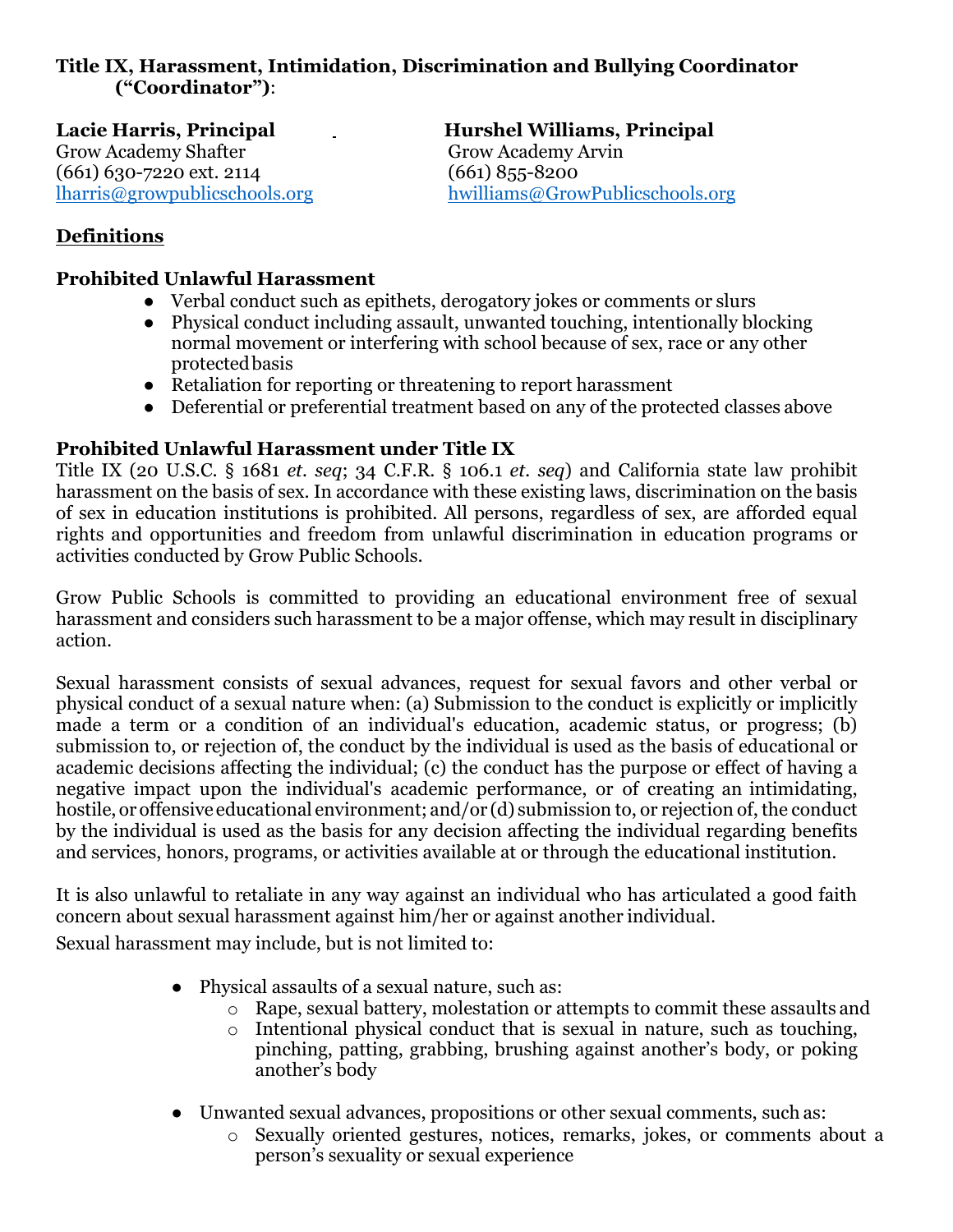**Title IX, Harassment, Intimidation, Discrimination and Bullying Coordinator ("Coordinator")**:

**Lacie Harris, Principal**
Grow Academy Shafter
(661) 630-7220 ext. 2114
lharris@growpublicschools.org

**Hurshel Williams, Principal**
Grow Academy Arvin
(661) 855-8200
hwilliams@GrowPublicschools.org

## Definitions

### Prohibited Unlawful Harassment

- Verbal conduct such as epithets, derogatory jokes or comments or slurs
- Physical conduct including assault, unwanted touching, intentionally blocking normal movement or interfering with school because of sex, race or any other protected basis
- Retaliation for reporting or threatening to report harassment
- Deferential or preferential treatment based on any of the protected classes above

### Prohibited Unlawful Harassment under Title IX

Title IX (20 U.S.C. § 1681 *et. seq*; 34 C.F.R. § 106.1 *et. seq*) and California state law prohibit harassment on the basis of sex. In accordance with these existing laws, discrimination on the basis of sex in education institutions is prohibited. All persons, regardless of sex, are afforded equal rights and opportunities and freedom from unlawful discrimination in education programs or activities conducted by Grow Public Schools.

Grow Public Schools is committed to providing an educational environment free of sexual harassment and considers such harassment to be a major offense, which may result in disciplinary action.

Sexual harassment consists of sexual advances, request for sexual favors and other verbal or physical conduct of a sexual nature when: (a) Submission to the conduct is explicitly or implicitly made a term or a condition of an individual's education, academic status, or progress; (b) submission to, or rejection of, the conduct by the individual is used as the basis of educational or academic decisions affecting the individual; (c) the conduct has the purpose or effect of having a negative impact upon the individual's academic performance, or of creating an intimidating, hostile, or offensive educational environment; and/or (d) submission to, or rejection of, the conduct by the individual is used as the basis for any decision affecting the individual regarding benefits and services, honors, programs, or activities available at or through the educational institution.

It is also unlawful to retaliate in any way against an individual who has articulated a good faith concern about sexual harassment against him/her or against another individual.

Sexual harassment may include, but is not limited to:

- Physical assaults of a sexual nature, such as:
  - Rape, sexual battery, molestation or attempts to commit these assaults and
  - Intentional physical conduct that is sexual in nature, such as touching, pinching, patting, grabbing, brushing against another's body, or poking another's body
- Unwanted sexual advances, propositions or other sexual comments, such as:
  - Sexually oriented gestures, notices, remarks, jokes, or comments about a person's sexuality or sexual experience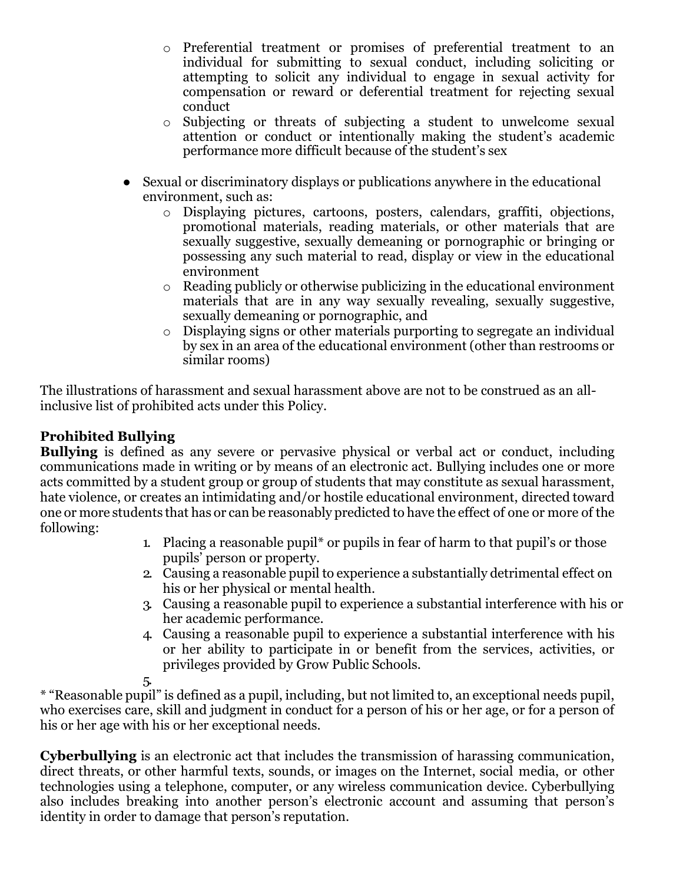- Preferential treatment or promises of preferential treatment to an individual for submitting to sexual conduct, including soliciting or attempting to solicit any individual to engage in sexual activity for compensation or reward or deferential treatment for rejecting sexual conduct
  - Subjecting or threats of subjecting a student to unwelcome sexual attention or conduct or intentionally making the student's academic performance more difficult because of the student's sex

- Sexual or discriminatory displays or publications anywhere in the educational environment, such as:
  - Displaying pictures, cartoons, posters, calendars, graffiti, objections, promotional materials, reading materials, or other materials that are sexually suggestive, sexually demeaning or pornographic or bringing or possessing any such material to read, display or view in the educational environment
  - Reading publicly or otherwise publicizing in the educational environment materials that are in any way sexually revealing, sexually suggestive, sexually demeaning or pornographic, and
  - Displaying signs or other materials purporting to segregate an individual by sex in an area of the educational environment (other than restrooms or similar rooms)

The illustrations of harassment and sexual harassment above are not to be construed as an all-inclusive list of prohibited acts under this Policy.

**Prohibited Bullying**

**Bullying** is defined as any severe or pervasive physical or verbal act or conduct, including communications made in writing or by means of an electronic act. Bullying includes one or more acts committed by a student group or group of students that may constitute as sexual harassment, hate violence, or creates an intimidating and/or hostile educational environment, directed toward one or more students that has or can be reasonably predicted to have the effect of one or more of the following:

1. Placing a reasonable pupil* or pupils in fear of harm to that pupil's or those pupils' person or property.
2. Causing a reasonable pupil to experience a substantially detrimental effect on his or her physical or mental health.
3. Causing a reasonable pupil to experience a substantial interference with his or her academic performance.
4. Causing a reasonable pupil to experience a substantial interference with his or her ability to participate in or benefit from the services, activities, or privileges provided by Grow Public Schools.
5. 

* "Reasonable pupil" is defined as a pupil, including, but not limited to, an exceptional needs pupil, who exercises care, skill and judgment in conduct for a person of his or her age, or for a person of his or her age with his or her exceptional needs.

**Cyberbullying** is an electronic act that includes the transmission of harassing communication, direct threats, or other harmful texts, sounds, or images on the Internet, social media, or other technologies using a telephone, computer, or any wireless communication device. Cyberbullying also includes breaking into another person's electronic account and assuming that person's identity in order to damage that person's reputation.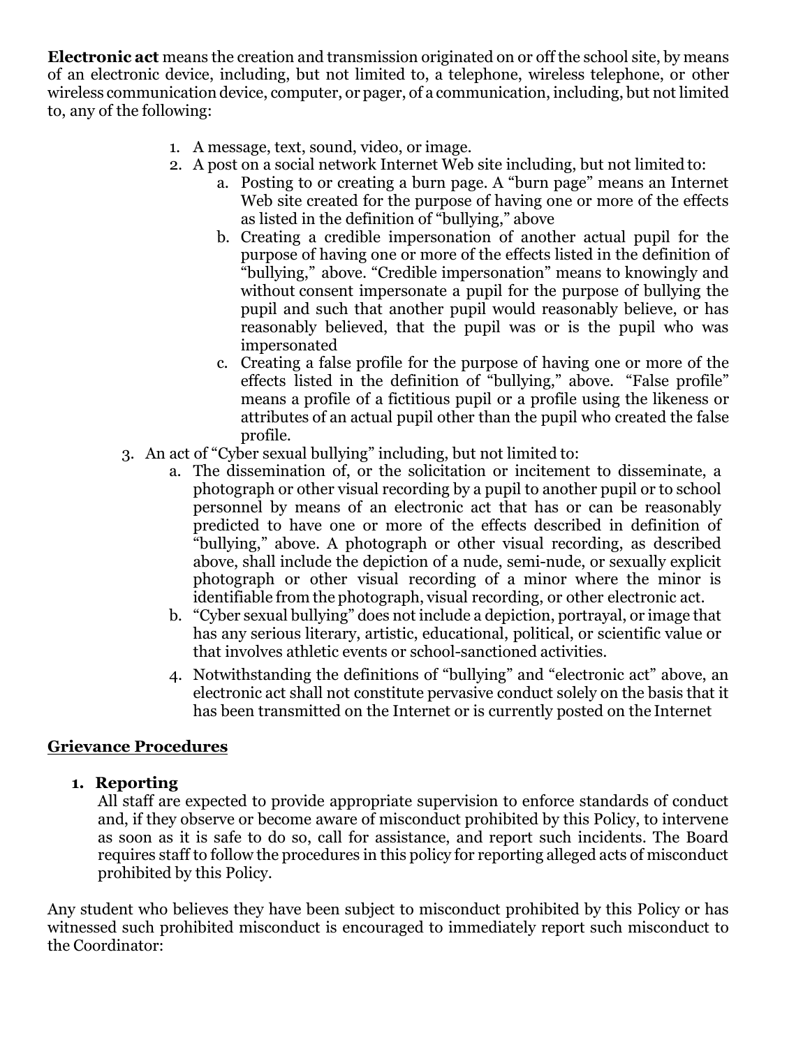**Electronic act** means the creation and transmission originated on or off the school site, by means of an electronic device, including, but not limited to, a telephone, wireless telephone, or other wireless communication device, computer, or pager, of a communication, including, but not limited to, any of the following:

1. A message, text, sound, video, or image.
2. A post on a social network Internet Web site including, but not limited to:
   a. Posting to or creating a burn page. A "burn page" means an Internet Web site created for the purpose of having one or more of the effects as listed in the definition of "bullying," above
   b. Creating a credible impersonation of another actual pupil for the purpose of having one or more of the effects listed in the definition of "bullying," above. "Credible impersonation" means to knowingly and without consent impersonate a pupil for the purpose of bullying the pupil and such that another pupil would reasonably believe, or has reasonably believed, that the pupil was or is the pupil who was impersonated
   c. Creating a false profile for the purpose of having one or more of the effects listed in the definition of "bullying," above. "False profile" means a profile of a fictitious pupil or a profile using the likeness or attributes of an actual pupil other than the pupil who created the false profile.
3. An act of "Cyber sexual bullying" including, but not limited to:
   a. The dissemination of, or the solicitation or incitement to disseminate, a photograph or other visual recording by a pupil to another pupil or to school personnel by means of an electronic act that has or can be reasonably predicted to have one or more of the effects described in definition of "bullying," above. A photograph or other visual recording, as described above, shall include the depiction of a nude, semi-nude, or sexually explicit photograph or other visual recording of a minor where the minor is identifiable from the photograph, visual recording, or other electronic act.
   b. "Cyber sexual bullying" does not include a depiction, portrayal, or image that has any serious literary, artistic, educational, political, or scientific value or that involves athletic events or school-sanctioned activities.
4. Notwithstanding the definitions of "bullying" and "electronic act" above, an electronic act shall not constitute pervasive conduct solely on the basis that it has been transmitted on the Internet or is currently posted on the Internet

## Grievance Procedures

### 1. Reporting

All staff are expected to provide appropriate supervision to enforce standards of conduct and, if they observe or become aware of misconduct prohibited by this Policy, to intervene as soon as it is safe to do so, call for assistance, and report such incidents. The Board requires staff to follow the procedures in this policy for reporting alleged acts of misconduct prohibited by this Policy.

Any student who believes they have been subject to misconduct prohibited by this Policy or has witnessed such prohibited misconduct is encouraged to immediately report such misconduct to the Coordinator: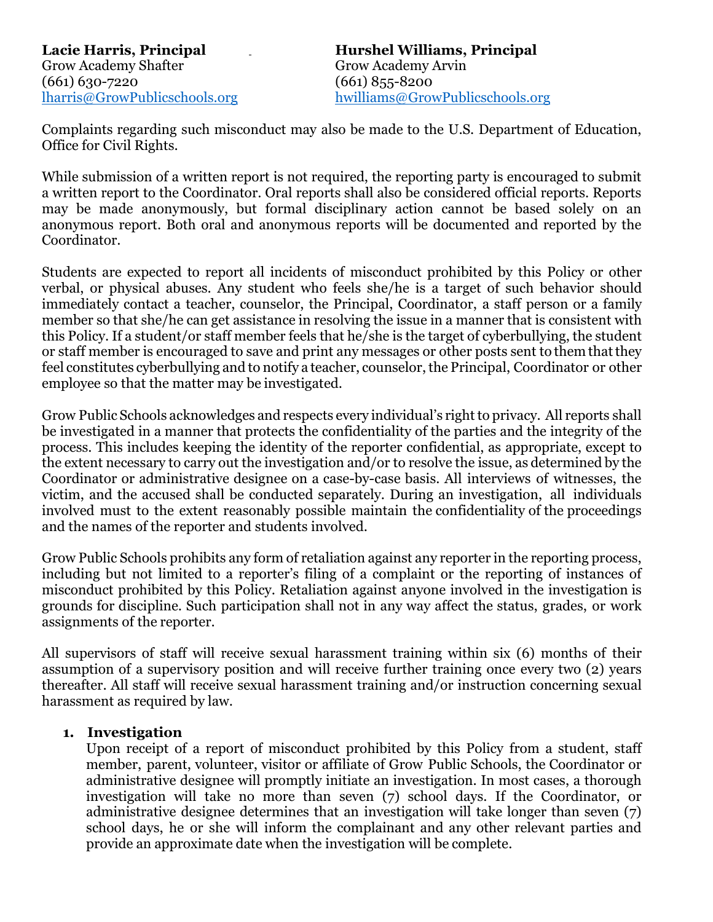**Lacie Harris, Principal**
Grow Academy Shafter
(661) 630-7220
lharris@GrowPublicschools.org

**Hurshel Williams, Principal**
Grow Academy Arvin
(661) 855-8200
hwilliams@GrowPublicschools.org

Complaints regarding such misconduct may also be made to the U.S. Department of Education, Office for Civil Rights.

While submission of a written report is not required, the reporting party is encouraged to submit a written report to the Coordinator. Oral reports shall also be considered official reports. Reports may be made anonymously, but formal disciplinary action cannot be based solely on an anonymous report. Both oral and anonymous reports will be documented and reported by the Coordinator.

Students are expected to report all incidents of misconduct prohibited by this Policy or other verbal, or physical abuses. Any student who feels she/he is a target of such behavior should immediately contact a teacher, counselor, the Principal, Coordinator, a staff person or a family member so that she/he can get assistance in resolving the issue in a manner that is consistent with this Policy. If a student/or staff member feels that he/she is the target of cyberbullying, the student or staff member is encouraged to save and print any messages or other posts sent to them that they feel constitutes cyberbullying and to notify a teacher, counselor, the Principal, Coordinator or other employee so that the matter may be investigated.

Grow Public Schools acknowledges and respects every individual's right to privacy. All reports shall be investigated in a manner that protects the confidentiality of the parties and the integrity of the process. This includes keeping the identity of the reporter confidential, as appropriate, except to the extent necessary to carry out the investigation and/or to resolve the issue, as determined by the Coordinator or administrative designee on a case-by-case basis. All interviews of witnesses, the victim, and the accused shall be conducted separately. During an investigation, all individuals involved must to the extent reasonably possible maintain the confidentiality of the proceedings and the names of the reporter and students involved.

Grow Public Schools prohibits any form of retaliation against any reporter in the reporting process, including but not limited to a reporter's filing of a complaint or the reporting of instances of misconduct prohibited by this Policy. Retaliation against anyone involved in the investigation is grounds for discipline. Such participation shall not in any way affect the status, grades, or work assignments of the reporter.

All supervisors of staff will receive sexual harassment training within six (6) months of their assumption of a supervisory position and will receive further training once every two (2) years thereafter. All staff will receive sexual harassment training and/or instruction concerning sexual harassment as required by law.

1. **Investigation**
   Upon receipt of a report of misconduct prohibited by this Policy from a student, staff member, parent, volunteer, visitor or affiliate of Grow Public Schools, the Coordinator or administrative designee will promptly initiate an investigation. In most cases, a thorough investigation will take no more than seven (7) school days. If the Coordinator, or administrative designee determines that an investigation will take longer than seven (7) school days, he or she will inform the complainant and any other relevant parties and provide an approximate date when the investigation will be complete.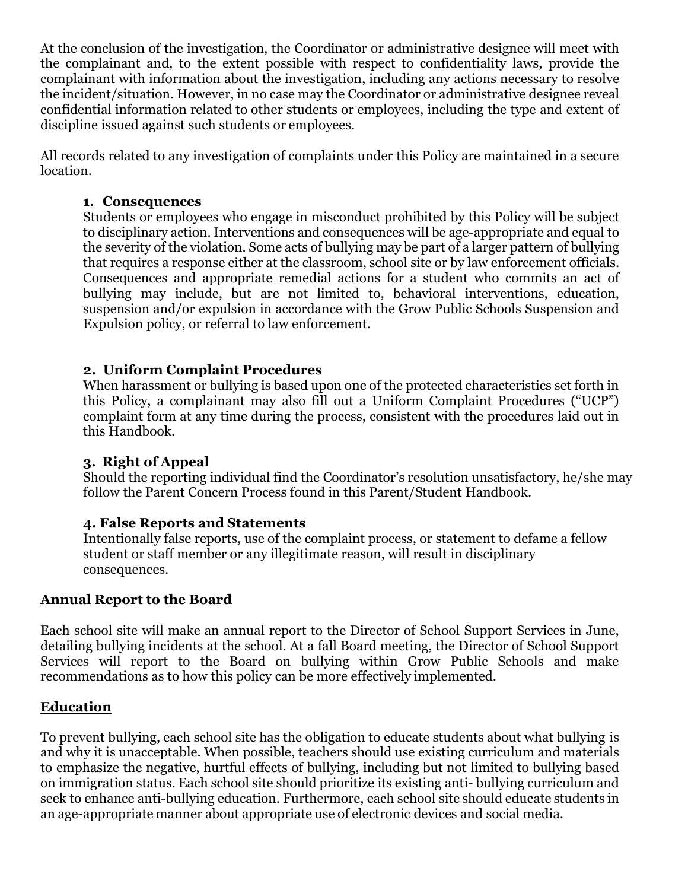At the conclusion of the investigation, the Coordinator or administrative designee will meet with the complainant and, to the extent possible with respect to confidentiality laws, provide the complainant with information about the investigation, including any actions necessary to resolve the incident/situation. However, in no case may the Coordinator or administrative designee reveal confidential information related to other students or employees, including the type and extent of discipline issued against such students or employees.

All records related to any investigation of complaints under this Policy are maintained in a secure location.

**1. Consequences**

Students or employees who engage in misconduct prohibited by this Policy will be subject to disciplinary action. Interventions and consequences will be age-appropriate and equal to the severity of the violation. Some acts of bullying may be part of a larger pattern of bullying that requires a response either at the classroom, school site or by law enforcement officials. Consequences and appropriate remedial actions for a student who commits an act of bullying may include, but are not limited to, behavioral interventions, education, suspension and/or expulsion in accordance with the Grow Public Schools Suspension and Expulsion policy, or referral to law enforcement.

**2. Uniform Complaint Procedures**

When harassment or bullying is based upon one of the protected characteristics set forth in this Policy, a complainant may also fill out a Uniform Complaint Procedures ("UCP") complaint form at any time during the process, consistent with the procedures laid out in this Handbook.

**3. Right of Appeal**

Should the reporting individual find the Coordinator's resolution unsatisfactory, he/she may follow the Parent Concern Process found in this Parent/Student Handbook.

**4. False Reports and Statements**

Intentionally false reports, use of the complaint process, or statement to defame a fellow student or staff member or any illegitimate reason, will result in disciplinary consequences.

## Annual Report to the Board

Each school site will make an annual report to the Director of School Support Services in June, detailing bullying incidents at the school. At a fall Board meeting, the Director of School Support Services will report to the Board on bullying within Grow Public Schools and make recommendations as to how this policy can be more effectively implemented.

## Education

To prevent bullying, each school site has the obligation to educate students about what bullying is and why it is unacceptable. When possible, teachers should use existing curriculum and materials to emphasize the negative, hurtful effects of bullying, including but not limited to bullying based on immigration status. Each school site should prioritize its existing anti- bullying curriculum and seek to enhance anti-bullying education. Furthermore, each school site should educate students in an age-appropriate manner about appropriate use of electronic devices and social media.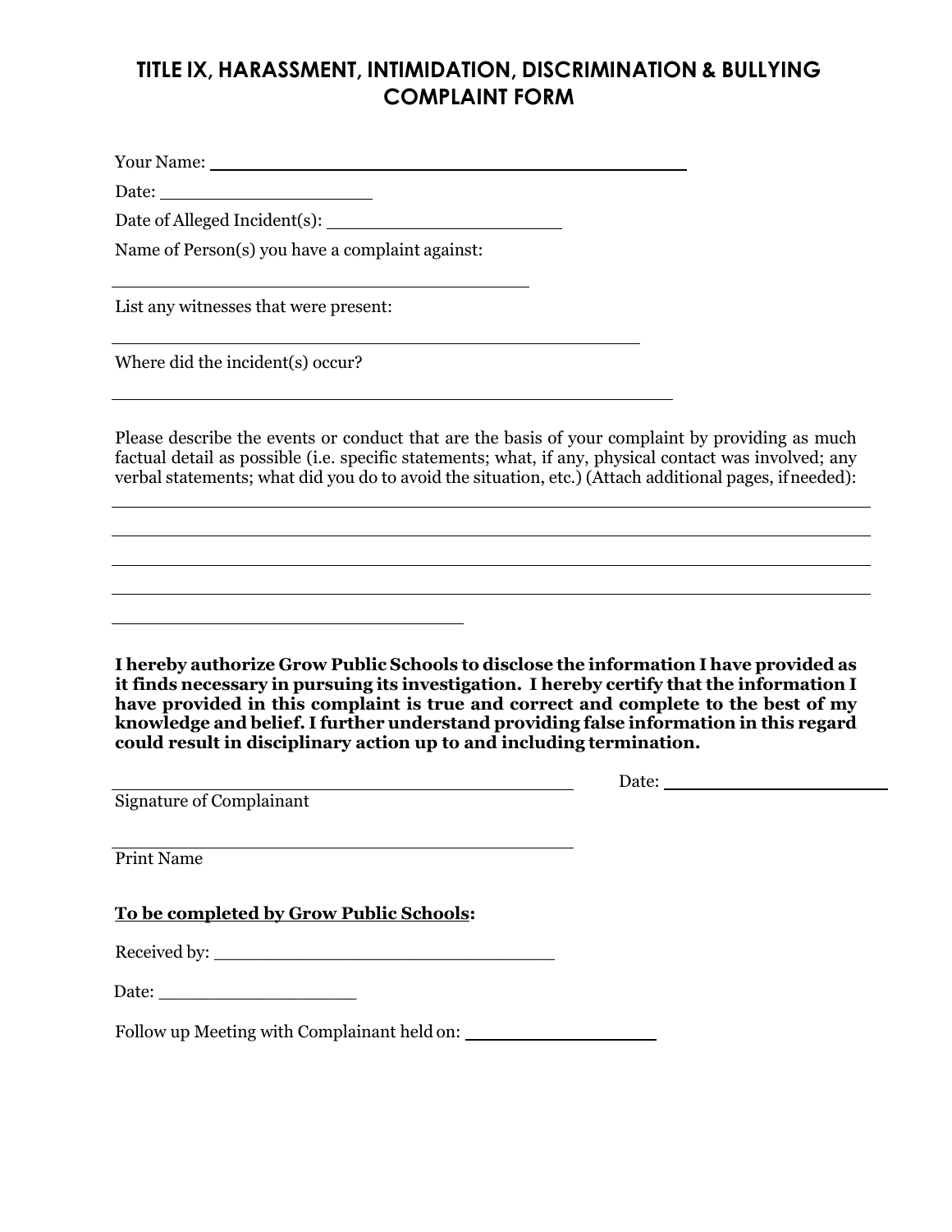# TITLE IX, HARASSMENT, INTIMIDATION, DISCRIMINATION & BULLYING COMPLAINT FORM

Your Name: ______________________________________________

Date: ____________________

Date of Alleged Incident(s): ______________________

Name of Person(s) you have a complaint against:

________________________________________

List any witnesses that were present:

__________________________________________________

Where did the incident(s) occur?

_____________________________________________________

Please describe the events or conduct that are the basis of your complaint by providing as much factual detail as possible (i.e. specific statements; what, if any, physical contact was involved; any verbal statements; what did you do to avoid the situation, etc.) (Attach additional pages, if needed):

________________________________________________________________________

________________________________________________________________________

________________________________________________________________________

________________________________________________________________________

____________________________

**I hereby authorize Grow Public Schools to disclose the information I have provided as it finds necessary in pursuing its investigation. I hereby certify that the information I have provided in this complaint is true and correct and complete to the best of my knowledge and belief. I further understand providing false information in this regard could result in disciplinary action up to and including termination.**

____________________________________________ Date: ______________________

Signature of Complainant

____________________________________________

Print Name

**<u>To be completed by Grow Public Schools</u>:**

Received by: _________________________________

Date: ___________________

Follow up Meeting with Complainant held on: __________________